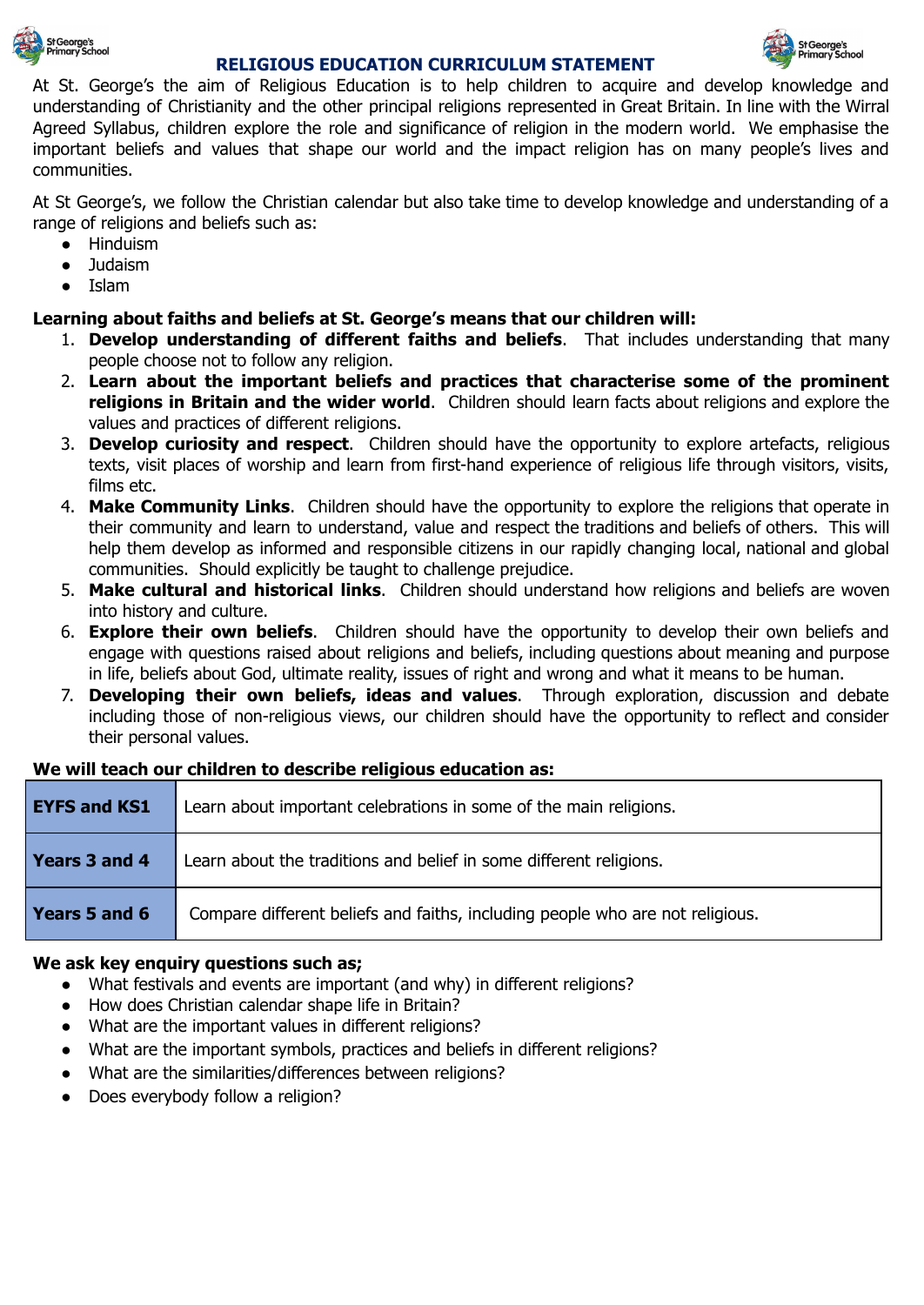# RELIGIOUS EDUCATION CURRICULUM STATEMENT

At St. George's the aim of Religious Education is to help children to acquire and develop knowledge and understanding of Christianity and the other principal religions represented in Great Britain. In line with the Wirral Agreed Syllabus, children explore the role and significance of religion in the modern world. We emphasise the important beliefs and values that shape our world and the impact religion has on many people's lives and communities.

At St George's, we follow the Christian calendar but also take time to develop knowledge and understanding of a range of religions and beliefs such as:

- Hinduism
- Judaism
- Islam

**Learning about faiths and beliefs at St. George's means that our children will:**

1. **Develop understanding of different faiths and beliefs**. That includes understanding that many people choose not to follow any religion.
2. **Learn about the important beliefs and practices that characterise some of the prominent religions in Britain and the wider world**. Children should learn facts about religions and explore the values and practices of different religions.
3. **Develop curiosity and respect**. Children should have the opportunity to explore artefacts, religious texts, visit places of worship and learn from first-hand experience of religious life through visitors, visits, films etc.
4. **Make Community Links**. Children should have the opportunity to explore the religions that operate in their community and learn to understand, value and respect the traditions and beliefs of others. This will help them develop as informed and responsible citizens in our rapidly changing local, national and global communities. Should explicitly be taught to challenge prejudice.
5. **Make cultural and historical links**. Children should understand how religions and beliefs are woven into history and culture.
6. **Explore their own beliefs**. Children should have the opportunity to develop their own beliefs and engage with questions raised about religions and beliefs, including questions about meaning and purpose in life, beliefs about God, ultimate reality, issues of right and wrong and what it means to be human.
7. **Developing their own beliefs, ideas and values**. Through exploration, discussion and debate including those of non-religious views, our children should have the opportunity to reflect and consider their personal values.

**We will teach our children to describe religious education as:**

| | |
|---|---|
| **EYFS and KS1** | Learn about important celebrations in some of the main religions. |
| **Years 3 and 4** | Learn about the traditions and belief in some different religions. |
| **Years 5 and 6** | Compare different beliefs and faiths, including people who are not religious. |

**We ask key enquiry questions such as;**

- What festivals and events are important (and why) in different religions?
- How does Christian calendar shape life in Britain?
- What are the important values in different religions?
- What are the important symbols, practices and beliefs in different religions?
- What are the similarities/differences between religions?
- Does everybody follow a religion?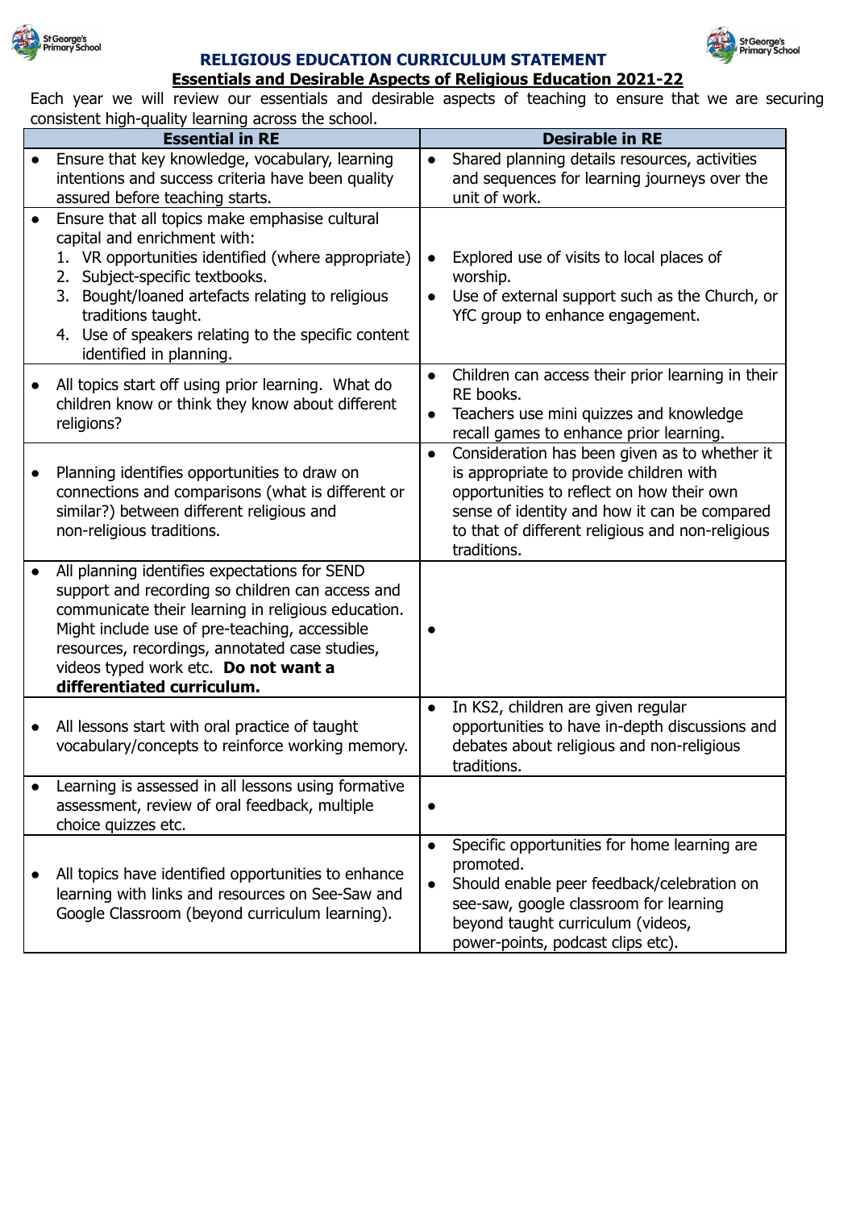# RELIGIOUS EDUCATION CURRICULUM STATEMENT

## Essentials and Desirable Aspects of Religious Education 2021-22

Each year we will review our essentials and desirable aspects of teaching to ensure that we are securing consistent high-quality learning across the school.

| Essential in RE | Desirable in RE |
|---|---|
| • Ensure that key knowledge, vocabulary, learning intentions and success criteria have been quality assured before teaching starts. | • Shared planning details resources, activities and sequences for learning journeys over the unit of work. |
| • Ensure that all topics make emphasise cultural capital and enrichment with:<br>1. VR opportunities identified (where appropriate)<br>2. Subject-specific textbooks.<br>3. Bought/loaned artefacts relating to religious traditions taught.<br>4. Use of speakers relating to the specific content identified in planning. | • Explored use of visits to local places of worship.<br>• Use of external support such as the Church, or YfC group to enhance engagement. |
| • All topics start off using prior learning. What do children know or think they know about different religions? | • Children can access their prior learning in their RE books.<br>• Teachers use mini quizzes and knowledge recall games to enhance prior learning. |
| • Planning identifies opportunities to draw on connections and comparisons (what is different or similar?) between different religious and non-religious traditions. | • Consideration has been given as to whether it is appropriate to provide children with opportunities to reflect on how their own sense of identity and how it can be compared to that of different religious and non-religious traditions. |
| • All planning identifies expectations for SEND support and recording so children can access and communicate their learning in religious education. Might include use of pre-teaching, accessible resources, recordings, annotated case studies, videos typed work etc. **Do not want a differentiated curriculum.** | • |
| • All lessons start with oral practice of taught vocabulary/concepts to reinforce working memory. | • In KS2, children are given regular opportunities to have in-depth discussions and debates about religious and non-religious traditions. |
| • Learning is assessed in all lessons using formative assessment, review of oral feedback, multiple choice quizzes etc. | • |
| • All topics have identified opportunities to enhance learning with links and resources on See-Saw and Google Classroom (beyond curriculum learning). | • Specific opportunities for home learning are promoted.<br>• Should enable peer feedback/celebration on see-saw, google classroom for learning beyond taught curriculum (videos, power-points, podcast clips etc). |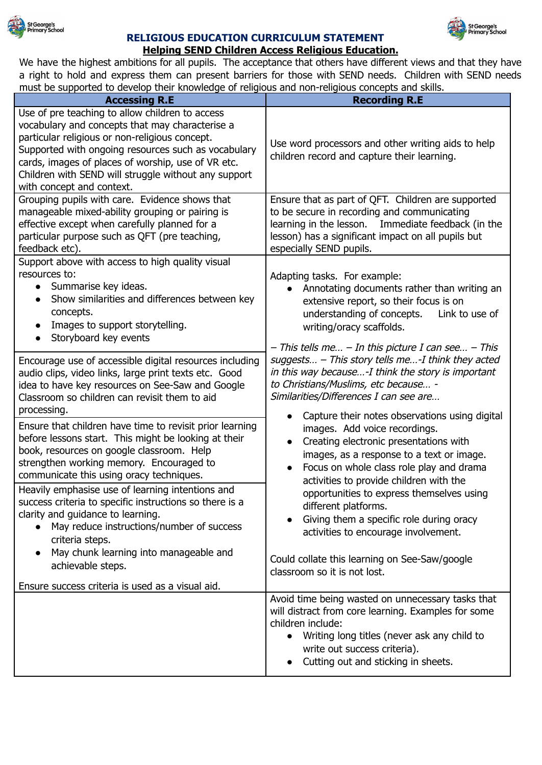## RELIGIOUS EDUCATION CURRICULUM STATEMENT

### Helping SEND Children Access Religious Education.

We have the highest ambitions for all pupils. The acceptance that others have different views and that they have a right to hold and express them can present barriers for those with SEND needs. Children with SEND needs must be supported to develop their knowledge of religious and non-religious concepts and skills.

| Accessing R.E | Recording R.E |
|---|---|
| Use of pre teaching to allow children to access vocabulary and concepts that may characterise a particular religious or non-religious concept. Supported with ongoing resources such as vocabulary cards, images of places of worship, use of VR etc. Children with SEND will struggle without any support with concept and context. | Use word processors and other writing aids to help children record and capture their learning. |
| Grouping pupils with care. Evidence shows that manageable mixed-ability grouping or pairing is effective except when carefully planned for a particular purpose such as QFT (pre teaching, feedback etc). | Ensure that as part of QFT. Children are supported to be secure in recording and communicating learning in the lesson. Immediate feedback (in the lesson) has a significant impact on all pupils but especially SEND pupils. |
| Support above with access to high quality visual resources to:<br>• Summarise key ideas.<br>• Show similarities and differences between key concepts.<br>• Images to support storytelling.<br>• Storyboard key events<br><br>Encourage use of accessible digital resources including audio clips, video links, large print texts etc. Good idea to have key resources on See-Saw and Google Classroom so children can revisit them to aid processing.<br><br>Ensure that children have time to revisit prior learning before lessons start. This might be looking at their book, resources on google classroom. Help strengthen working memory. Encouraged to communicate this using oracy techniques.<br><br>Heavily emphasise use of learning intentions and success criteria to specific instructions so there is a clarity and guidance to learning.<br>• May reduce instructions/number of success criteria steps.<br>• May chunk learning into manageable and achievable steps.<br><br>Ensure success criteria is used as a visual aid. | Adapting tasks. For example:<br>• Annotating documents rather than writing an extensive report, so their focus is on understanding of concepts. Link to use of writing/oracy scaffolds.<br><br>*– This tells me… – In this picture I can see… – This suggests… – This story tells me…-I think they acted in this way because…-I think the story is important to Christians/Muslims, etc because… -Similarities/Differences I can see are…*<br><br>• Capture their notes observations using digital images. Add voice recordings.<br>• Creating electronic presentations with images, as a response to a text or image.<br>• Focus on whole class role play and drama activities to provide children with the opportunities to express themselves using different platforms.<br>• Giving them a specific role during oracy activities to encourage involvement.<br><br>Could collate this learning on See-Saw/google classroom so it is not lost. |
| | Avoid time being wasted on unnecessary tasks that will distract from core learning. Examples for some children include:<br>• Writing long titles (never ask any child to write out success criteria).<br>• Cutting out and sticking in sheets. |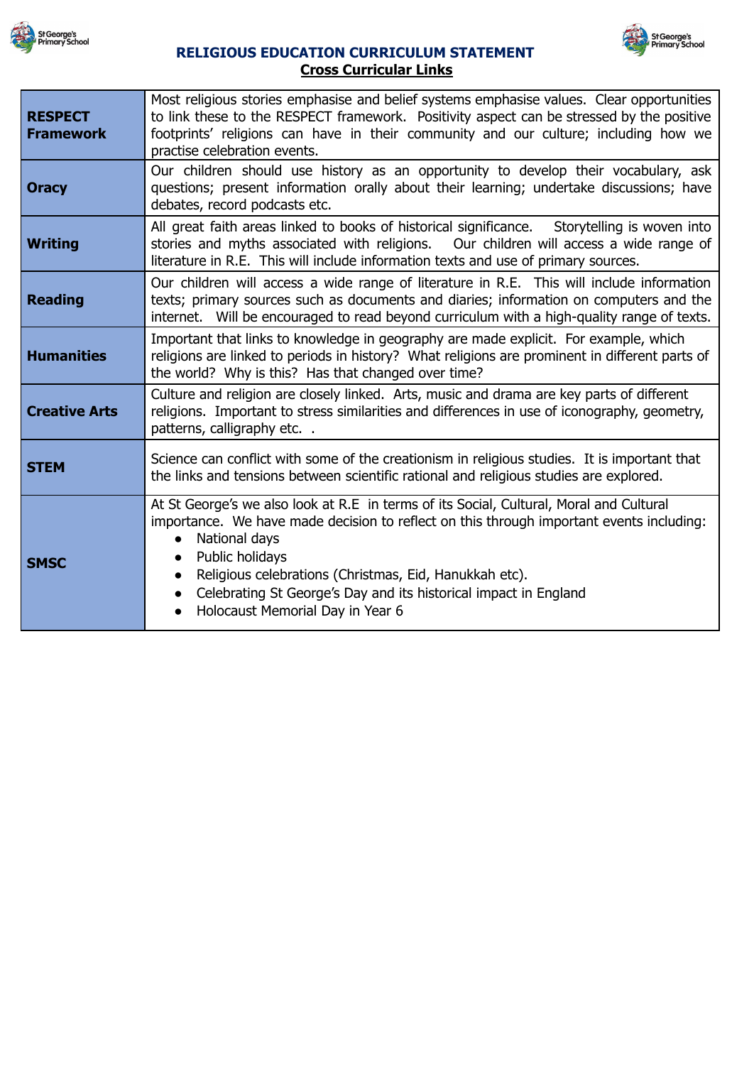# RELIGIOUS EDUCATION CURRICULUM STATEMENT

## Cross Curricular Links

| | |
|---|---|
| **RESPECT Framework** | Most religious stories emphasise and belief systems emphasise values. Clear opportunities to link these to the RESPECT framework. Positivity aspect can be stressed by the positive footprints' religions can have in their community and our culture; including how we practise celebration events. |
| **Oracy** | Our children should use history as an opportunity to develop their vocabulary, ask questions; present information orally about their learning; undertake discussions; have debates, record podcasts etc. |
| **Writing** | All great faith areas linked to books of historical significance. Storytelling is woven into stories and myths associated with religions. Our children will access a wide range of literature in R.E. This will include information texts and use of primary sources. |
| **Reading** | Our children will access a wide range of literature in R.E. This will include information texts; primary sources such as documents and diaries; information on computers and the internet. Will be encouraged to read beyond curriculum with a high-quality range of texts. |
| **Humanities** | Important that links to knowledge in geography are made explicit. For example, which religions are linked to periods in history? What religions are prominent in different parts of the world? Why is this? Has that changed over time? |
| **Creative Arts** | Culture and religion are closely linked. Arts, music and drama are key parts of different religions. Important to stress similarities and differences in use of iconography, geometry, patterns, calligraphy etc. . |
| **STEM** | Science can conflict with some of the creationism in religious studies. It is important that the links and tensions between scientific rational and religious studies are explored. |
| **SMSC** | At St George's we also look at R.E in terms of its Social, Cultural, Moral and Cultural importance. We have made decision to reflect on this through important events including:<br>• National days<br>• Public holidays<br>• Religious celebrations (Christmas, Eid, Hanukkah etc).<br>• Celebrating St George's Day and its historical impact in England<br>• Holocaust Memorial Day in Year 6 |